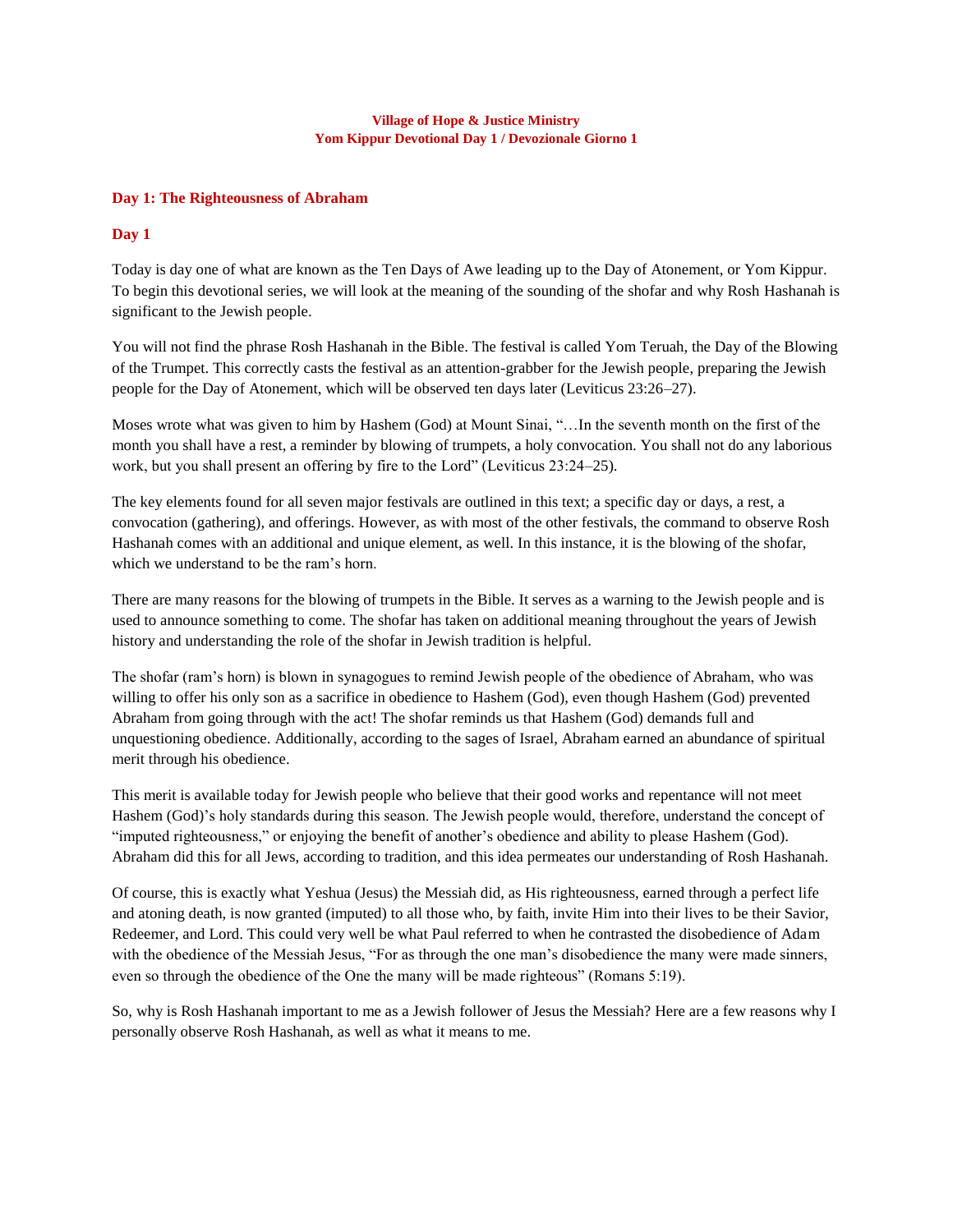**Village of Hope & Justice Ministry**
**Yom Kippur Devotional Day 1 / Devozionale Giorno 1**

## Day 1: The Righteousness of Abraham

### Day 1

Today is day one of what are known as the Ten Days of Awe leading up to the Day of Atonement, or Yom Kippur. To begin this devotional series, we will look at the meaning of the sounding of the shofar and why Rosh Hashanah is significant to the Jewish people.

You will not find the phrase Rosh Hashanah in the Bible. The festival is called Yom Teruah, the Day of the Blowing of the Trumpet. This correctly casts the festival as an attention-grabber for the Jewish people, preparing the Jewish people for the Day of Atonement, which will be observed ten days later (Leviticus 23:26–27).

Moses wrote what was given to him by Hashem (God) at Mount Sinai, "…In the seventh month on the first of the month you shall have a rest, a reminder by blowing of trumpets, a holy convocation. You shall not do any laborious work, but you shall present an offering by fire to the Lord" (Leviticus 23:24–25).

The key elements found for all seven major festivals are outlined in this text; a specific day or days, a rest, a convocation (gathering), and offerings. However, as with most of the other festivals, the command to observe Rosh Hashanah comes with an additional and unique element, as well. In this instance, it is the blowing of the shofar, which we understand to be the ram's horn.

There are many reasons for the blowing of trumpets in the Bible. It serves as a warning to the Jewish people and is used to announce something to come. The shofar has taken on additional meaning throughout the years of Jewish history and understanding the role of the shofar in Jewish tradition is helpful.

The shofar (ram's horn) is blown in synagogues to remind Jewish people of the obedience of Abraham, who was willing to offer his only son as a sacrifice in obedience to Hashem (God), even though Hashem (God) prevented Abraham from going through with the act! The shofar reminds us that Hashem (God) demands full and unquestioning obedience. Additionally, according to the sages of Israel, Abraham earned an abundance of spiritual merit through his obedience.

This merit is available today for Jewish people who believe that their good works and repentance will not meet Hashem (God)'s holy standards during this season. The Jewish people would, therefore, understand the concept of "imputed righteousness," or enjoying the benefit of another's obedience and ability to please Hashem (God). Abraham did this for all Jews, according to tradition, and this idea permeates our understanding of Rosh Hashanah.

Of course, this is exactly what Yeshua (Jesus) the Messiah did, as His righteousness, earned through a perfect life and atoning death, is now granted (imputed) to all those who, by faith, invite Him into their lives to be their Savior, Redeemer, and Lord. This could very well be what Paul referred to when he contrasted the disobedience of Adam with the obedience of the Messiah Jesus, "For as through the one man's disobedience the many were made sinners, even so through the obedience of the One the many will be made righteous" (Romans 5:19).

So, why is Rosh Hashanah important to me as a Jewish follower of Jesus the Messiah? Here are a few reasons why I personally observe Rosh Hashanah, as well as what it means to me.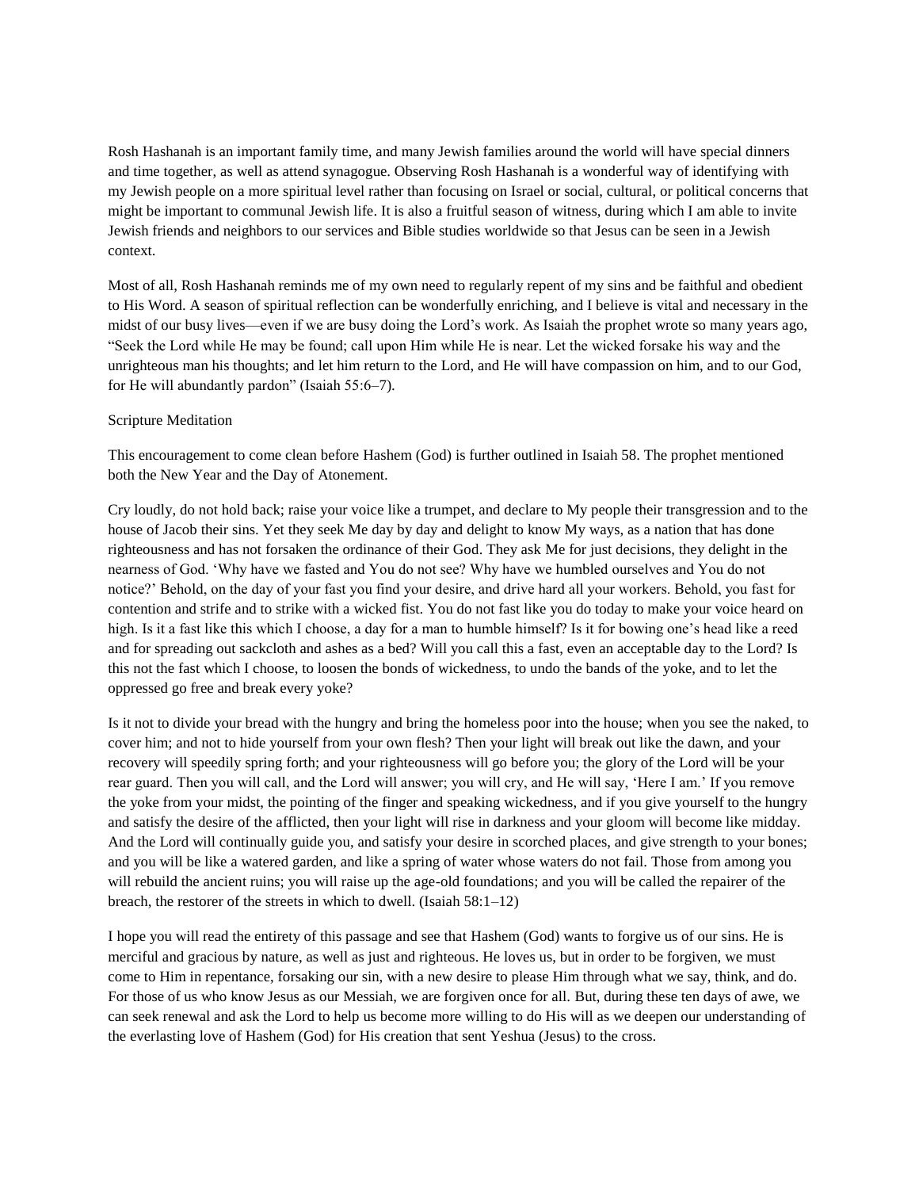Rosh Hashanah is an important family time, and many Jewish families around the world will have special dinners and time together, as well as attend synagogue. Observing Rosh Hashanah is a wonderful way of identifying with my Jewish people on a more spiritual level rather than focusing on Israel or social, cultural, or political concerns that might be important to communal Jewish life. It is also a fruitful season of witness, during which I am able to invite Jewish friends and neighbors to our services and Bible studies worldwide so that Jesus can be seen in a Jewish context.

Most of all, Rosh Hashanah reminds me of my own need to regularly repent of my sins and be faithful and obedient to His Word. A season of spiritual reflection can be wonderfully enriching, and I believe is vital and necessary in the midst of our busy lives—even if we are busy doing the Lord's work. As Isaiah the prophet wrote so many years ago, "Seek the Lord while He may be found; call upon Him while He is near. Let the wicked forsake his way and the unrighteous man his thoughts; and let him return to the Lord, and He will have compassion on him, and to our God, for He will abundantly pardon" (Isaiah 55:6–7).

Scripture Meditation

This encouragement to come clean before Hashem (God) is further outlined in Isaiah 58. The prophet mentioned both the New Year and the Day of Atonement.

Cry loudly, do not hold back; raise your voice like a trumpet, and declare to My people their transgression and to the house of Jacob their sins. Yet they seek Me day by day and delight to know My ways, as a nation that has done righteousness and has not forsaken the ordinance of their God. They ask Me for just decisions, they delight in the nearness of God. 'Why have we fasted and You do not see? Why have we humbled ourselves and You do not notice?' Behold, on the day of your fast you find your desire, and drive hard all your workers. Behold, you fast for contention and strife and to strike with a wicked fist. You do not fast like you do today to make your voice heard on high. Is it a fast like this which I choose, a day for a man to humble himself? Is it for bowing one's head like a reed and for spreading out sackcloth and ashes as a bed? Will you call this a fast, even an acceptable day to the Lord? Is this not the fast which I choose, to loosen the bonds of wickedness, to undo the bands of the yoke, and to let the oppressed go free and break every yoke?

Is it not to divide your bread with the hungry and bring the homeless poor into the house; when you see the naked, to cover him; and not to hide yourself from your own flesh? Then your light will break out like the dawn, and your recovery will speedily spring forth; and your righteousness will go before you; the glory of the Lord will be your rear guard. Then you will call, and the Lord will answer; you will cry, and He will say, 'Here I am.' If you remove the yoke from your midst, the pointing of the finger and speaking wickedness, and if you give yourself to the hungry and satisfy the desire of the afflicted, then your light will rise in darkness and your gloom will become like midday. And the Lord will continually guide you, and satisfy your desire in scorched places, and give strength to your bones; and you will be like a watered garden, and like a spring of water whose waters do not fail. Those from among you will rebuild the ancient ruins; you will raise up the age-old foundations; and you will be called the repairer of the breach, the restorer of the streets in which to dwell. (Isaiah 58:1–12)

I hope you will read the entirety of this passage and see that Hashem (God) wants to forgive us of our sins. He is merciful and gracious by nature, as well as just and righteous. He loves us, but in order to be forgiven, we must come to Him in repentance, forsaking our sin, with a new desire to please Him through what we say, think, and do. For those of us who know Jesus as our Messiah, we are forgiven once for all. But, during these ten days of awe, we can seek renewal and ask the Lord to help us become more willing to do His will as we deepen our understanding of the everlasting love of Hashem (God) for His creation that sent Yeshua (Jesus) to the cross.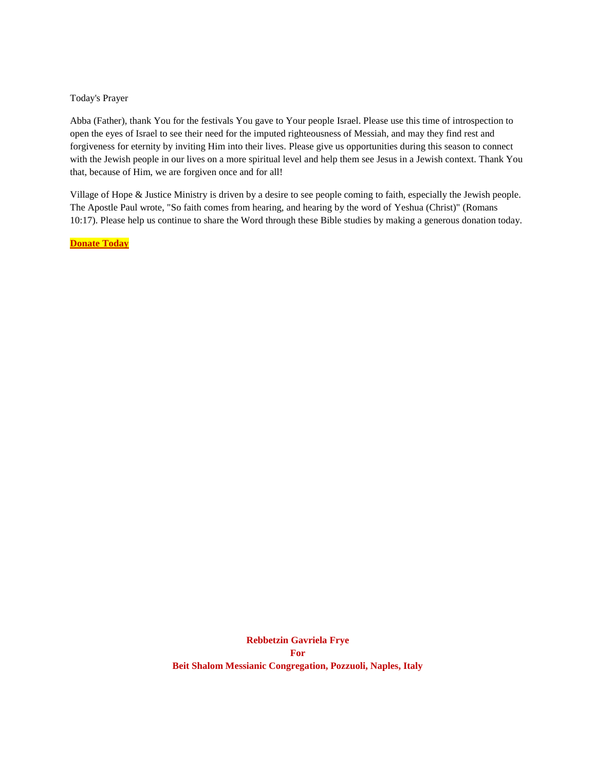Today's Prayer

Abba (Father), thank You for the festivals You gave to Your people Israel. Please use this time of introspection to open the eyes of Israel to see their need for the imputed righteousness of Messiah, and may they find rest and forgiveness for eternity by inviting Him into their lives. Please give us opportunities during this season to connect with the Jewish people in our lives on a more spiritual level and help them see Jesus in a Jewish context. Thank You that, because of Him, we are forgiven once and for all!

Village of Hope & Justice Ministry is driven by a desire to see people coming to faith, especially the Jewish people. The Apostle Paul wrote, "So faith comes from hearing, and hearing by the word of Yeshua (Christ)" (Romans 10:17). Please help us continue to share the Word through these Bible studies by making a generous donation today.

**Donate Today**

**Rebbetzin Gavriela Frye**
**For**
**Beit Shalom Messianic Congregation, Pozzuoli, Naples, Italy**